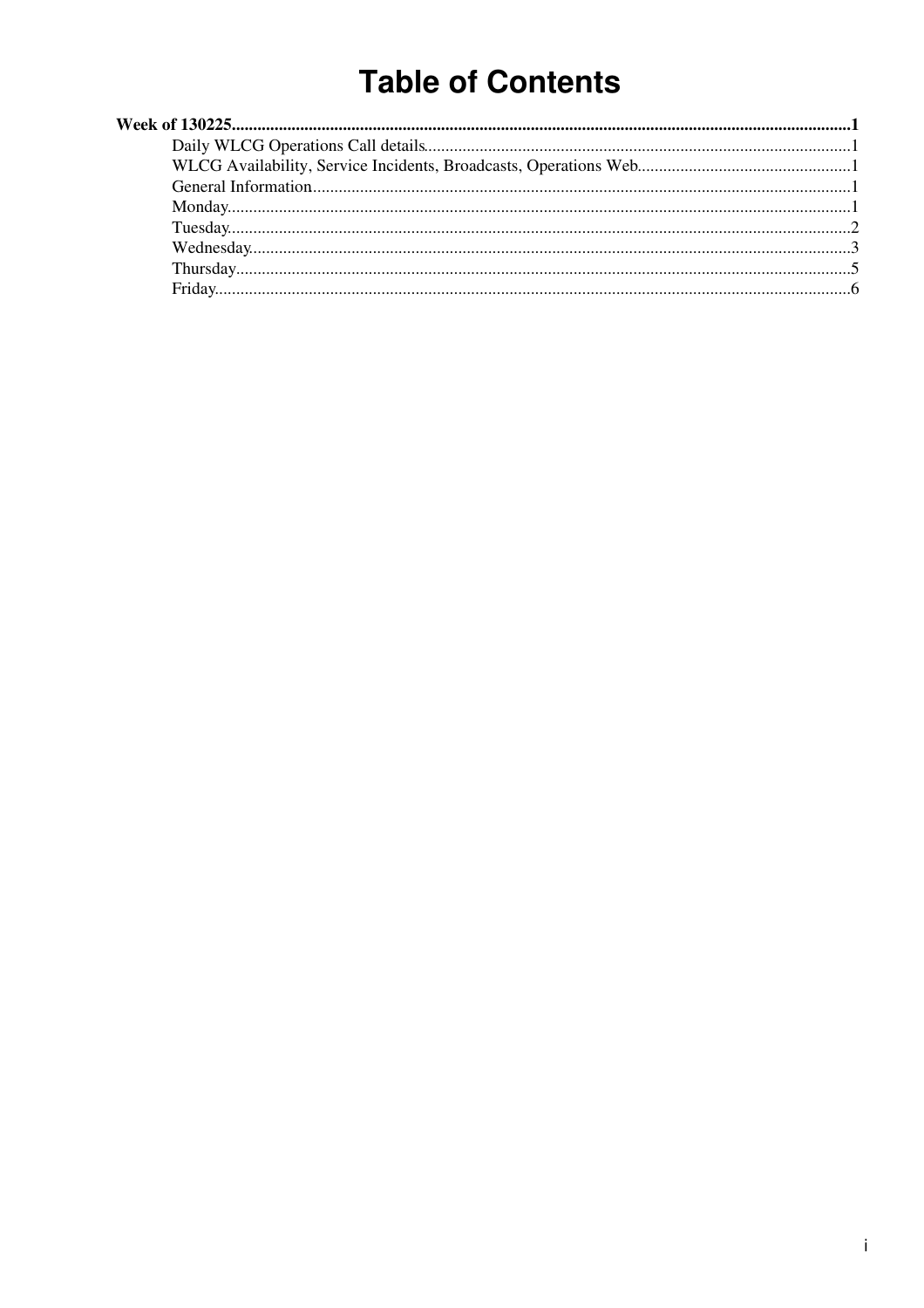# Table of Contents

**Week of 130225**.....................................................................................................................................1

- Daily WLCG Operations Call details......................................................................................1
- WLCG Availability, Service Incidents, Broadcasts, Operations Web...............................................1
- General Information.................................................................................................................1
- Monday.....................................................................................................................................1
- Tuesday.....................................................................................................................................2
- Wednesday................................................................................................................................3
- Thursday...................................................................................................................................5
- Friday........................................................................................................................................6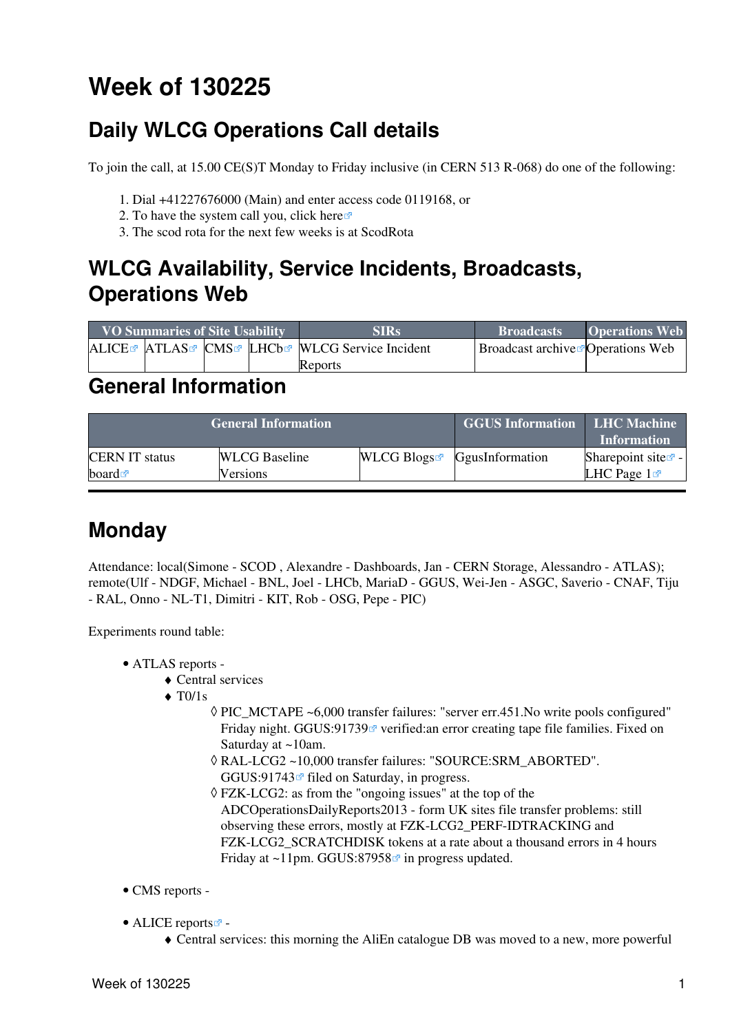# Week of 130225

## Daily WLCG Operations Call details

To join the call, at 15.00 CE(S)T Monday to Friday inclusive (in CERN 513 R-068) do one of the following:

1. Dial +41227676000 (Main) and enter access code 0119168, or
2. To have the system call you, click here
3. The scod rota for the next few weeks is at ScodRota

## WLCG Availability, Service Incidents, Broadcasts, Operations Web

| VO Summaries of Site Usability | | | | SIRs | Broadcasts | Operations Web |
|---|---|---|---|---|---|---|
| ALICE | ATLAS | CMS | LHCb | WLCG Service Incident Reports | Broadcast archive | Operations Web |

## General Information

| General Information | | | GGUS Information | LHC Machine Information |
|---|---|---|---|---|
| CERN IT status board | WLCG Baseline Versions | WLCG Blogs | GgusInformation | Sharepoint site - LHC Page 1 |

---

## Monday

Attendance: local(Simone - SCOD , Alexandre - Dashboards, Jan - CERN Storage, Alessandro - ATLAS); remote(Ulf - NDGF, Michael - BNL, Joel - LHCb, MariaD - GGUS, Wei-Jen - ASGC, Saverio - CNAF, Tiju - RAL, Onno - NL-T1, Dimitri - KIT, Rob - OSG, Pepe - PIC)

Experiments round table:

- ATLAS reports -
  - Central services
  - T0/1s
    - PIC_MCTAPE ~6,000 transfer failures: "server err.451.No write pools configured" Friday night. GGUS:91739 verified:an error creating tape file families. Fixed on Saturday at ~10am.
    - RAL-LCG2 ~10,000 transfer failures: "SOURCE:SRM_ABORTED". GGUS:91743 filed on Saturday, in progress.
    - FZK-LCG2: as from the "ongoing issues" at the top of the ADCOperationsDailyReports2013 - form UK sites file transfer problems: still observing these errors, mostly at FZK-LCG2_PERF-IDTRACKING and FZK-LCG2_SCRATCHDISK tokens at a rate about a thousand errors in 4 hours Friday at ~11pm. GGUS:87958 in progress updated.

- CMS reports -

- ALICE reports -
  - Central services: this morning the AliEn catalogue DB was moved to a new, more powerful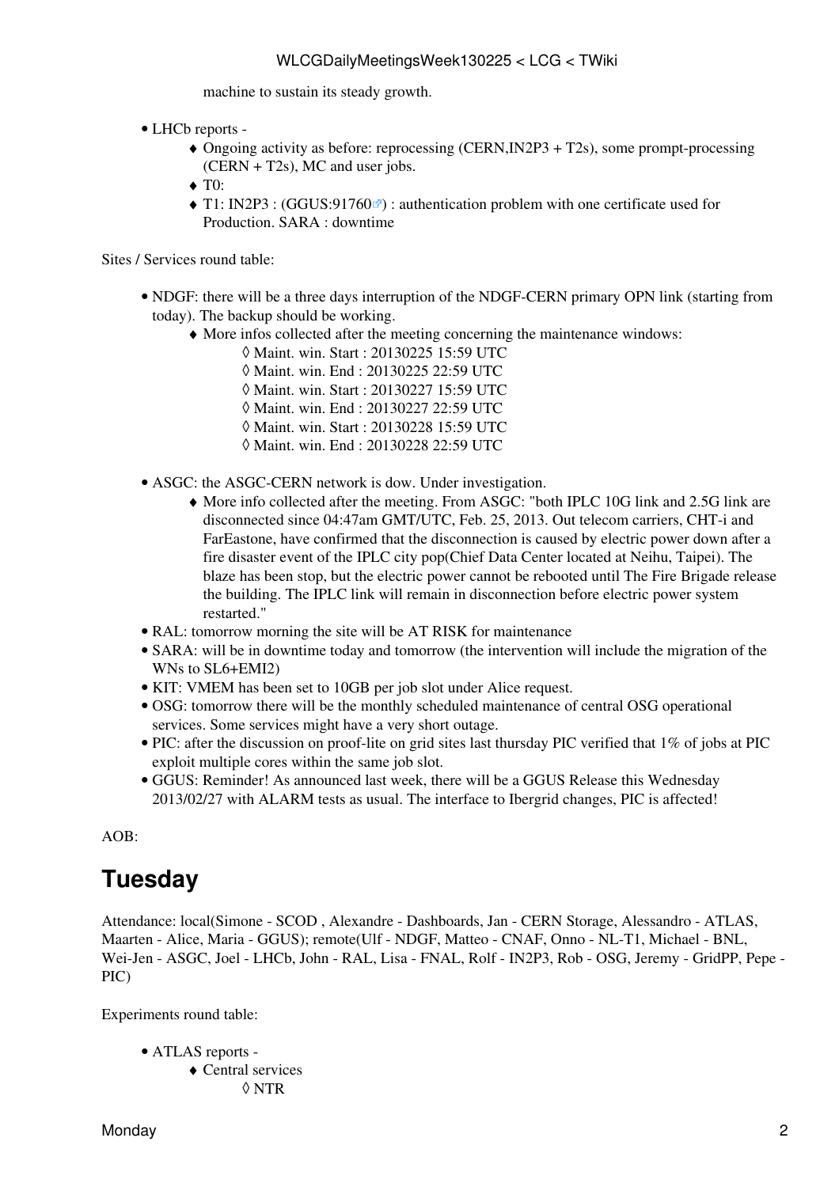machine to sustain its steady growth.

- LHCb reports -
    - Ongoing activity as before: reprocessing (CERN,IN2P3 + T2s), some prompt-processing (CERN + T2s), MC and user jobs.
    - T0:
    - T1: IN2P3 : (GGUS:91760) : authentication problem with one certificate used for Production. SARA : downtime

Sites / Services round table:

- NDGF: there will be a three days interruption of the NDGF-CERN primary OPN link (starting from today). The backup should be working.
    - More infos collected after the meeting concerning the maintenance windows:
        - Maint. win. Start : 20130225 15:59 UTC
        - Maint. win. End : 20130225 22:59 UTC
        - Maint. win. Start : 20130227 15:59 UTC
        - Maint. win. End : 20130227 22:59 UTC
        - Maint. win. Start : 20130228 15:59 UTC
        - Maint. win. End : 20130228 22:59 UTC
- ASGC: the ASGC-CERN network is dow. Under investigation.
    - More info collected after the meeting. From ASGC: "both IPLC 10G link and 2.5G link are disconnected since 04:47am GMT/UTC, Feb. 25, 2013. Out telecom carriers, CHT-i and FarEastone, have confirmed that the disconnection is caused by electric power down after a fire disaster event of the IPLC city pop(Chief Data Center located at Neihu, Taipei). The blaze has been stop, but the electric power cannot be rebooted until The Fire Brigade release the building. The IPLC link will remain in disconnection before electric power system restarted."
- RAL: tomorrow morning the site will be AT RISK for maintenance
- SARA: will be in downtime today and tomorrow (the intervention will include the migration of the WNs to SL6+EMI2)
- KIT: VMEM has been set to 10GB per job slot under Alice request.
- OSG: tomorrow there will be the monthly scheduled maintenance of central OSG operational services. Some services might have a very short outage.
- PIC: after the discussion on proof-lite on grid sites last thursday PIC verified that 1% of jobs at PIC exploit multiple cores within the same job slot.
- GGUS: Reminder! As announced last week, there will be a GGUS Release this Wednesday 2013/02/27 with ALARM tests as usual. The interface to Ibergrid changes, PIC is affected!

AOB:

## Tuesday

Attendance: local(Simone - SCOD , Alexandre - Dashboards, Jan - CERN Storage, Alessandro - ATLAS, Maarten - Alice, Maria - GGUS); remote(Ulf - NDGF, Matteo - CNAF, Onno - NL-T1, Michael - BNL, Wei-Jen - ASGC, Joel - LHCb, John - RAL, Lisa - FNAL, Rolf - IN2P3, Rob - OSG, Jeremy - GridPP, Pepe - PIC)

Experiments round table:

- ATLAS reports -
    - Central services
        - NTR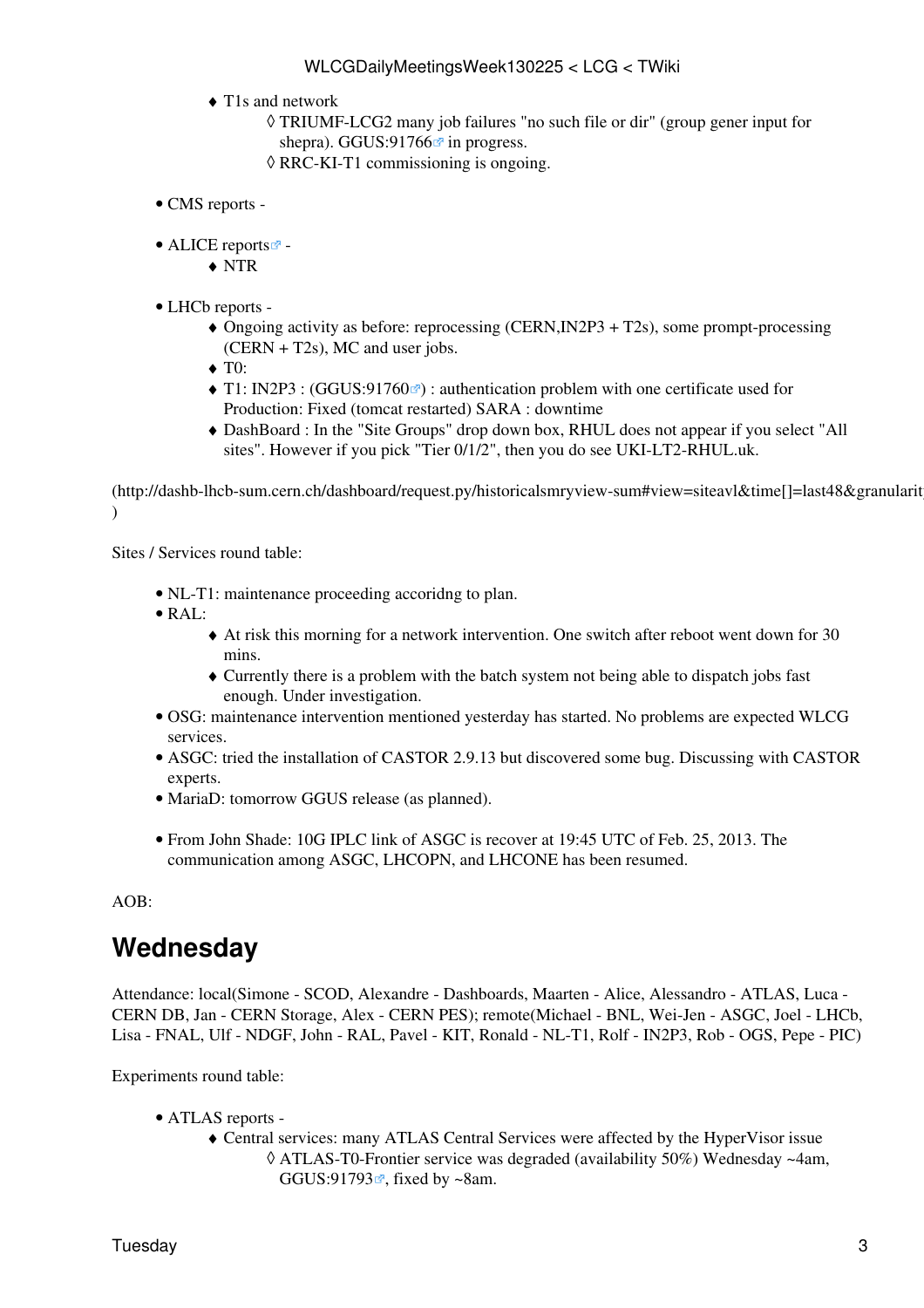- T1s and network
    - TRIUMF-LCG2 many job failures "no such file or dir" (group gener input for shepra). GGUS:91766 in progress.
    - RRC-KI-T1 commissioning is ongoing.

- CMS reports -

- ALICE reports -
    - NTR

- LHCb reports -
    - Ongoing activity as before: reprocessing (CERN,IN2P3 + T2s), some prompt-processing (CERN + T2s), MC and user jobs.
    - T0:
    - T1: IN2P3 : (GGUS:91760) : authentication problem with one certificate used for Production: Fixed (tomcat restarted) SARA : downtime
    - DashBoard : In the "Site Groups" drop down box, RHUL does not appear if you select "All sites". However if you pick "Tier 0/1/2", then you do see UKI-LT2-RHUL.uk.

(http://dashb-lhcb-sum.cern.ch/dashboard/request.py/historicalsmryview-sum#view=siteavl&time[]=last48&granularit
)

Sites / Services round table:

- NL-T1: maintenance proceeding accoridng to plan.
- RAL:
    - At risk this morning for a network intervention. One switch after reboot went down for 30 mins.
    - Currently there is a problem with the batch system not being able to dispatch jobs fast enough. Under investigation.
- OSG: maintenance intervention mentioned yesterday has started. No problems are expected WLCG services.
- ASGC: tried the installation of CASTOR 2.9.13 but discovered some bug. Discussing with CASTOR experts.
- MariaD: tomorrow GGUS release (as planned).

- From John Shade: 10G IPLC link of ASGC is recover at 19:45 UTC of Feb. 25, 2013. The communication among ASGC, LHCOPN, and LHCONE has been resumed.

AOB:

## Wednesday

Attendance: local(Simone - SCOD, Alexandre - Dashboards, Maarten - Alice, Alessandro - ATLAS, Luca - CERN DB, Jan - CERN Storage, Alex - CERN PES); remote(Michael - BNL, Wei-Jen - ASGC, Joel - LHCb, Lisa - FNAL, Ulf - NDGF, John - RAL, Pavel - KIT, Ronald - NL-T1, Rolf - IN2P3, Rob - OGS, Pepe - PIC)

Experiments round table:

- ATLAS reports -
    - Central services: many ATLAS Central Services were affected by the HyperVisor issue
        - ATLAS-T0-Frontier service was degraded (availability 50%) Wednesday ~4am, GGUS:91793, fixed by ~8am.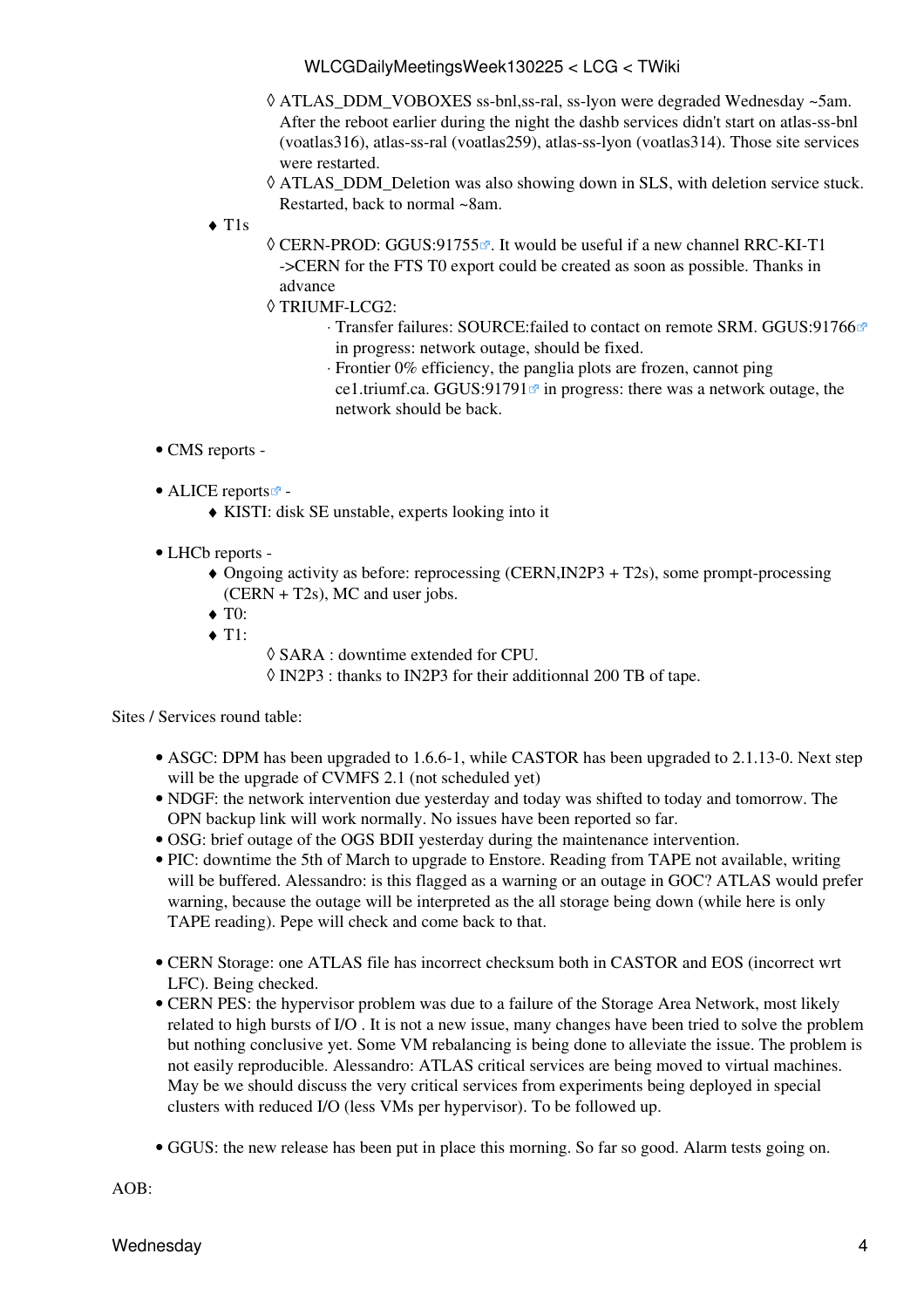- ATLAS_DDM_VOBOXES ss-bnl,ss-ral, ss-lyon were degraded Wednesday ~5am. After the reboot earlier during the night the dashb services didn't start on atlas-ss-bnl (voatlas316), atlas-ss-ral (voatlas259), atlas-ss-lyon (voatlas314). Those site services were restarted.
            - ATLAS_DDM_Deletion was also showing down in SLS, with deletion service stuck. Restarted, back to normal ~8am.
        - T1s
            - CERN-PROD: GGUS:91755. It would be useful if a new channel RRC-KI-T1 ->CERN for the FTS T0 export could be created as soon as possible. Thanks in advance
            - TRIUMF-LCG2:
                - Transfer failures: SOURCE:failed to contact on remote SRM. GGUS:91766 in progress: network outage, should be fixed.
                - Frontier 0% efficiency, the panglia plots are frozen, cannot ping ce1.triumf.ca. GGUS:91791 in progress: there was a network outage, the network should be back.

- CMS reports -

- ALICE reports -
    - KISTI: disk SE unstable, experts looking into it

- LHCb reports -
    - Ongoing activity as before: reprocessing (CERN,IN2P3 + T2s), some prompt-processing (CERN + T2s), MC and user jobs.
    - T0:
    - T1:
        - SARA : downtime extended for CPU.
        - IN2P3 : thanks to IN2P3 for their additionnal 200 TB of tape.

Sites / Services round table:

- ASGC: DPM has been upgraded to 1.6.6-1, while CASTOR has been upgraded to 2.1.13-0. Next step will be the upgrade of CVMFS 2.1 (not scheduled yet)
- NDGF: the network intervention due yesterday and today was shifted to today and tomorrow. The OPN backup link will work normally. No issues have been reported so far.
- OSG: brief outage of the OGS BDII yesterday during the maintenance intervention.
- PIC: downtime the 5th of March to upgrade to Enstore. Reading from TAPE not available, writing will be buffered. Alessandro: is this flagged as a warning or an outage in GOC? ATLAS would prefer warning, because the outage will be interpreted as the all storage being down (while here is only TAPE reading). Pepe will check and come back to that.

- CERN Storage: one ATLAS file has incorrect checksum both in CASTOR and EOS (incorrect wrt LFC). Being checked.
- CERN PES: the hypervisor problem was due to a failure of the Storage Area Network, most likely related to high bursts of I/O . It is not a new issue, many changes have been tried to solve the problem but nothing conclusive yet. Some VM rebalancing is being done to alleviate the issue. The problem is not easily reproducible. Alessandro: ATLAS critical services are being moved to virtual machines. May be we should discuss the very critical services from experiments being deployed in special clusters with reduced I/O (less VMs per hypervisor). To be followed up.

- GGUS: the new release has been put in place this morning. So far so good. Alarm tests going on.

AOB:

Wednesday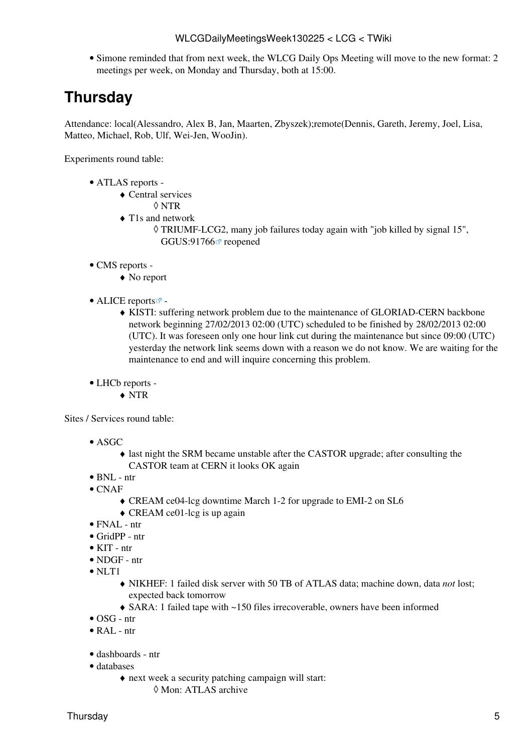- Simone reminded that from next week, the WLCG Daily Ops Meeting will move to the new format: 2 meetings per week, on Monday and Thursday, both at 15:00.

# Thursday

Attendance: local(Alessandro, Alex B, Jan, Maarten, Zbyszek);remote(Dennis, Gareth, Jeremy, Joel, Lisa, Matteo, Michael, Rob, Ulf, Wei-Jen, WooJin).

Experiments round table:

- ATLAS reports -
    - Central services
        - NTR
    - T1s and network
        - TRIUMF-LCG2, many job failures today again with "job killed by signal 15", GGUS:91766 reopened

- CMS reports -
    - No report

- ALICE reports -
    - KISTI: suffering network problem due to the maintenance of GLORIAD-CERN backbone network beginning 27/02/2013 02:00 (UTC) scheduled to be finished by 28/02/2013 02:00 (UTC). It was foreseen only one hour link cut during the maintenance but since 09:00 (UTC) yesterday the network link seems down with a reason we do not know. We are waiting for the maintenance to end and will inquire concerning this problem.

- LHCb reports -
    - NTR

Sites / Services round table:

- ASGC
    - last night the SRM became unstable after the CASTOR upgrade; after consulting the CASTOR team at CERN it looks OK again
- BNL - ntr
- CNAF
    - CREAM ce04-lcg downtime March 1-2 for upgrade to EMI-2 on SL6
    - CREAM ce01-lcg is up again
- FNAL - ntr
- GridPP - ntr
- KIT - ntr
- NDGF - ntr
- NLT1
    - NIKHEF: 1 failed disk server with 50 TB of ATLAS data; machine down, data *not* lost; expected back tomorrow
    - SARA: 1 failed tape with ~150 files irrecoverable, owners have been informed
- OSG - ntr
- RAL - ntr

- dashboards - ntr
- databases
    - next week a security patching campaign will start:
        - Mon: ATLAS archive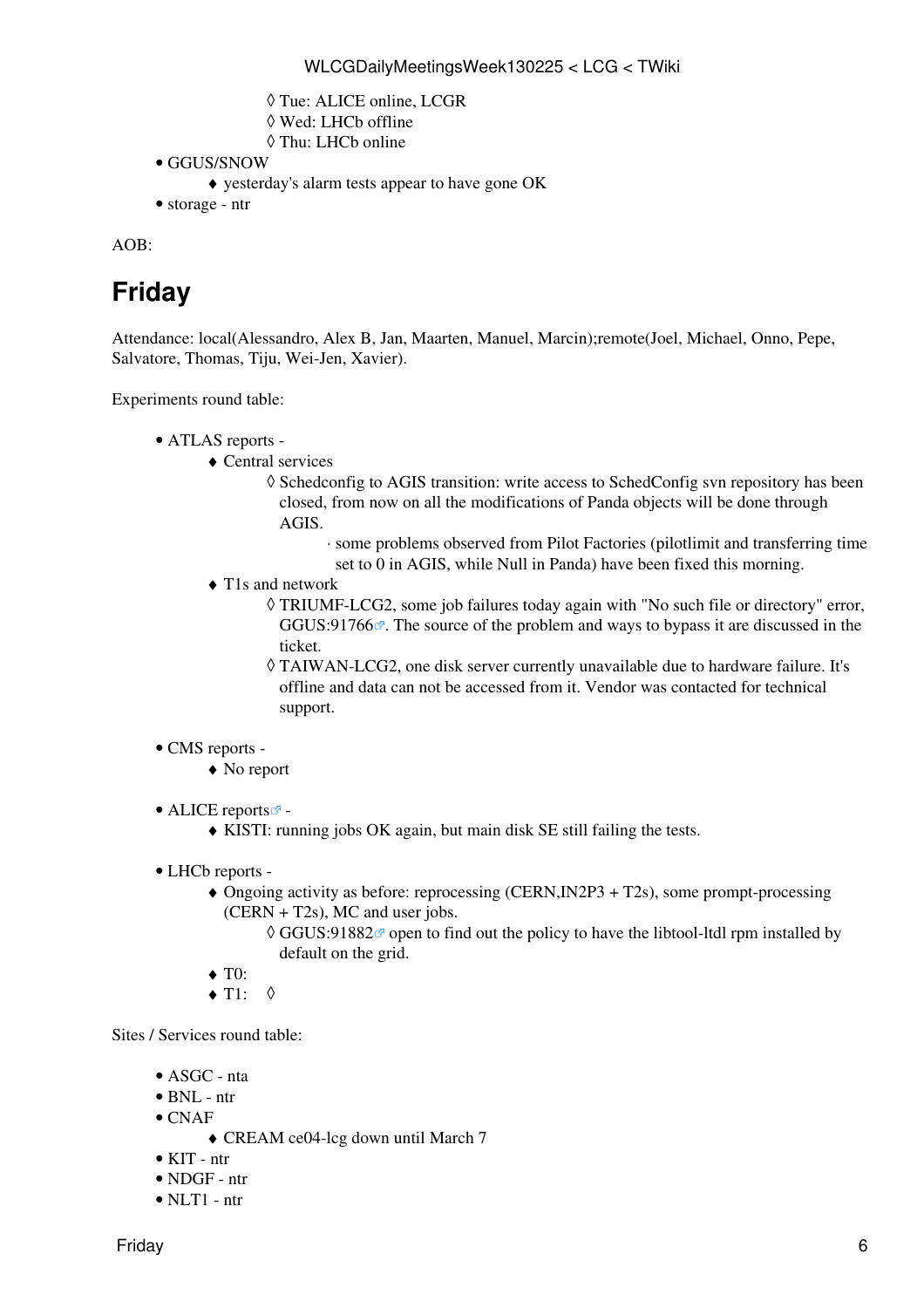- Tue: ALICE online, LCGR
      - Wed: LHCb offline
      - Thu: LHCb online
- GGUS/SNOW
   - yesterday's alarm tests appear to have gone OK
- storage - ntr

AOB:

## Friday

Attendance: local(Alessandro, Alex B, Jan, Maarten, Manuel, Marcin);remote(Joel, Michael, Onno, Pepe, Salvatore, Thomas, Tiju, Wei-Jen, Xavier).

Experiments round table:

- ATLAS reports -
   - Central services
      - Schedconfig to AGIS transition: write access to SchedConfig svn repository has been closed, from now on all the modifications of Panda objects will be done through AGIS.
         - some problems observed from Pilot Factories (pilotlimit and transferring time set to 0 in AGIS, while Null in Panda) have been fixed this morning.
   - T1s and network
      - TRIUMF-LCG2, some job failures today again with "No such file or directory" error, GGUS:91766. The source of the problem and ways to bypass it are discussed in the ticket.
      - TAIWAN-LCG2, one disk server currently unavailable due to hardware failure. It's offline and data can not be accessed from it. Vendor was contacted for technical support.

- CMS reports -
   - No report

- ALICE reports -
   - KISTI: running jobs OK again, but main disk SE still failing the tests.

- LHCb reports -
   - Ongoing activity as before: reprocessing (CERN,IN2P3 + T2s), some prompt-processing (CERN + T2s), MC and user jobs.
      - GGUS:91882 open to find out the policy to have the libtool-ltdl rpm installed by default on the grid.
   - T0:
   - T1:

Sites / Services round table:

- ASGC - nta
- BNL - ntr
- CNAF
   - CREAM ce04-lcg down until March 7
- KIT - ntr
- NDGF - ntr
- NLT1 - ntr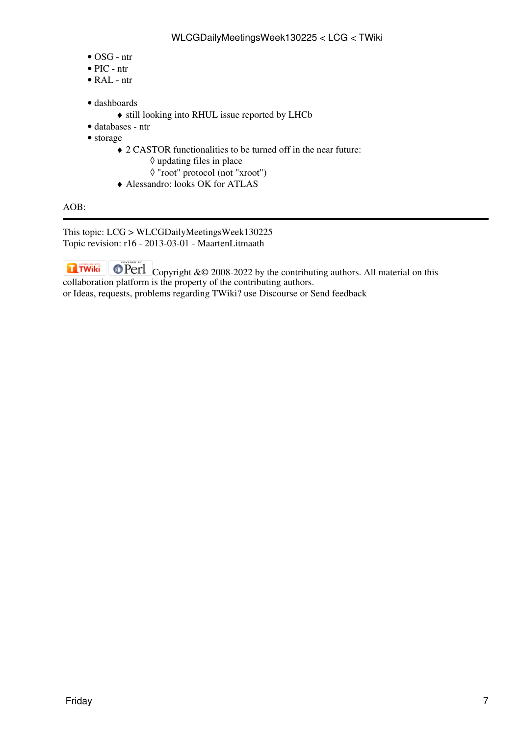- OSG - ntr
- PIC - ntr
- RAL - ntr

- dashboards
    - still looking into RHUL issue reported by LHCb
- databases - ntr
- storage
    - 2 CASTOR functionalities to be turned off in the near future:
        - updating files in place
        - "root" protocol (not "xroot")
    - Alessandro: looks OK for ATLAS

AOB:

---

This topic: LCG > WLCGDailyMeetingsWeek130225
Topic revision: r16 - 2013-03-01 - MaartenLitmaath

Copyright &© 2008-2022 by the contributing authors. All material on this collaboration platform is the property of the contributing authors.
or Ideas, requests, problems regarding TWiki? use Discourse or Send feedback